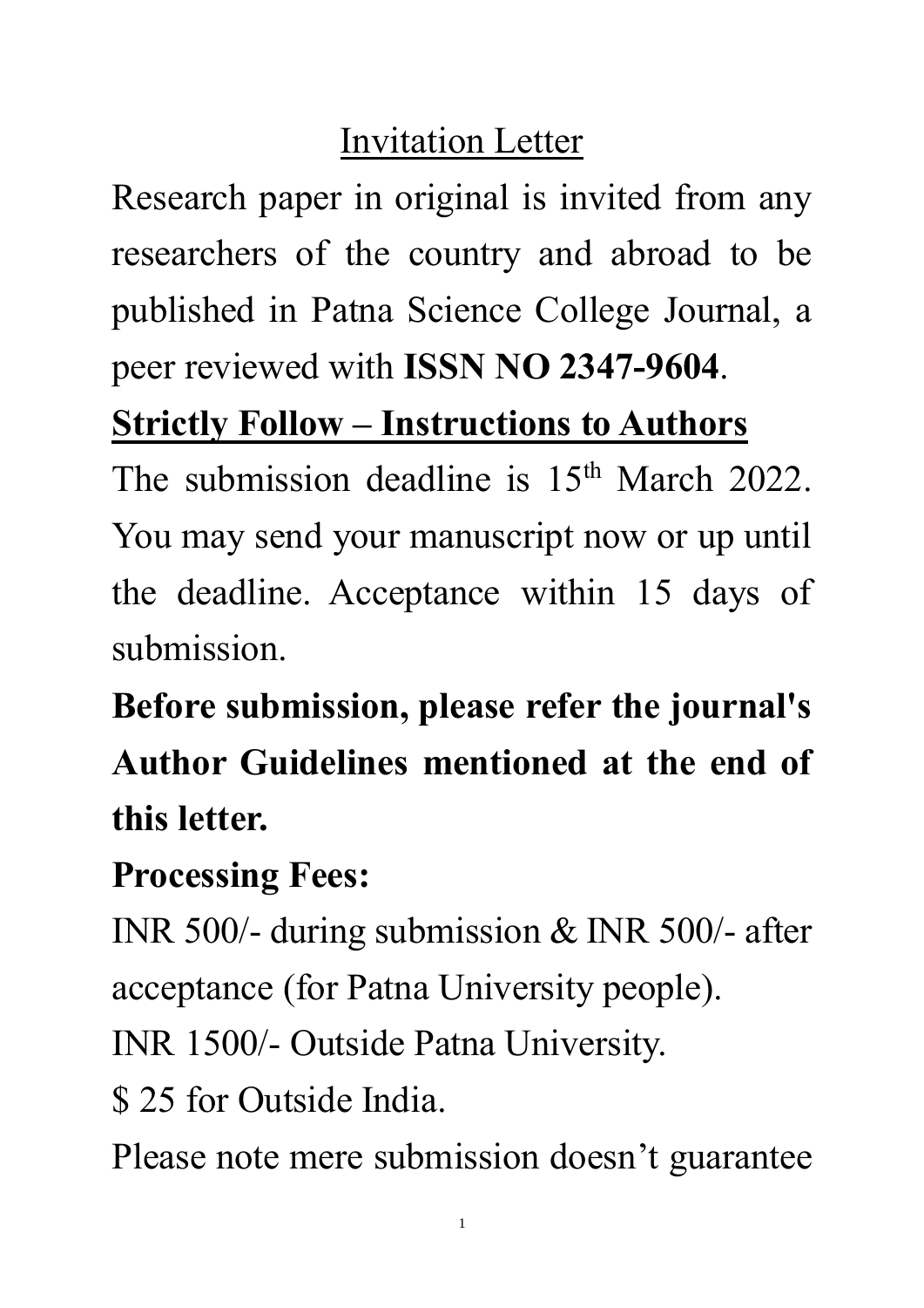# Invitation Letter

Research paper in original is invited from any researchers of the country and abroad to be published in Patna Science College Journal, a peer reviewed with **ISSN NO 2347-9604**.

**Strictly Follow – Instructions to Authors**

The submission deadline is 15th March 2022. You may send your manuscript now or up until the deadline. Acceptance within 15 days of submission.

**Before submission, please refer the journal's Author Guidelines mentioned at the end of this letter.**

**Processing Fees:**

INR 500/- during submission & INR 500/- after acceptance (for Patna University people).

INR 1500/- Outside Patna University.

$ 25 for Outside India.

Please note mere submission doesn't guarantee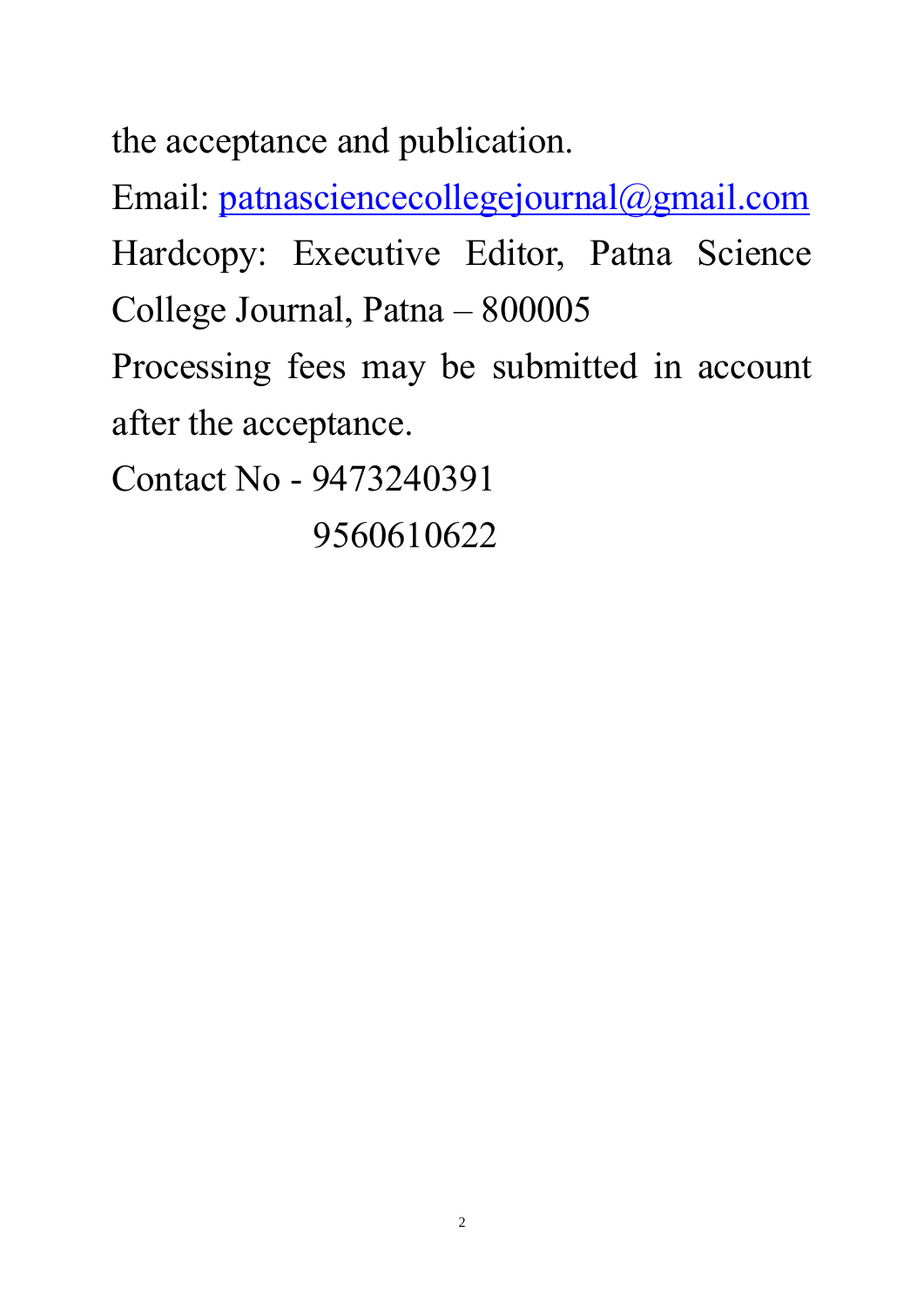the acceptance and publication.

Email: patnasciencecollegejournal@gmail.com

Hardcopy: Executive Editor, Patna Science College Journal, Patna – 800005

Processing fees may be submitted in account after the acceptance.

Contact No - 9473240391
9560610622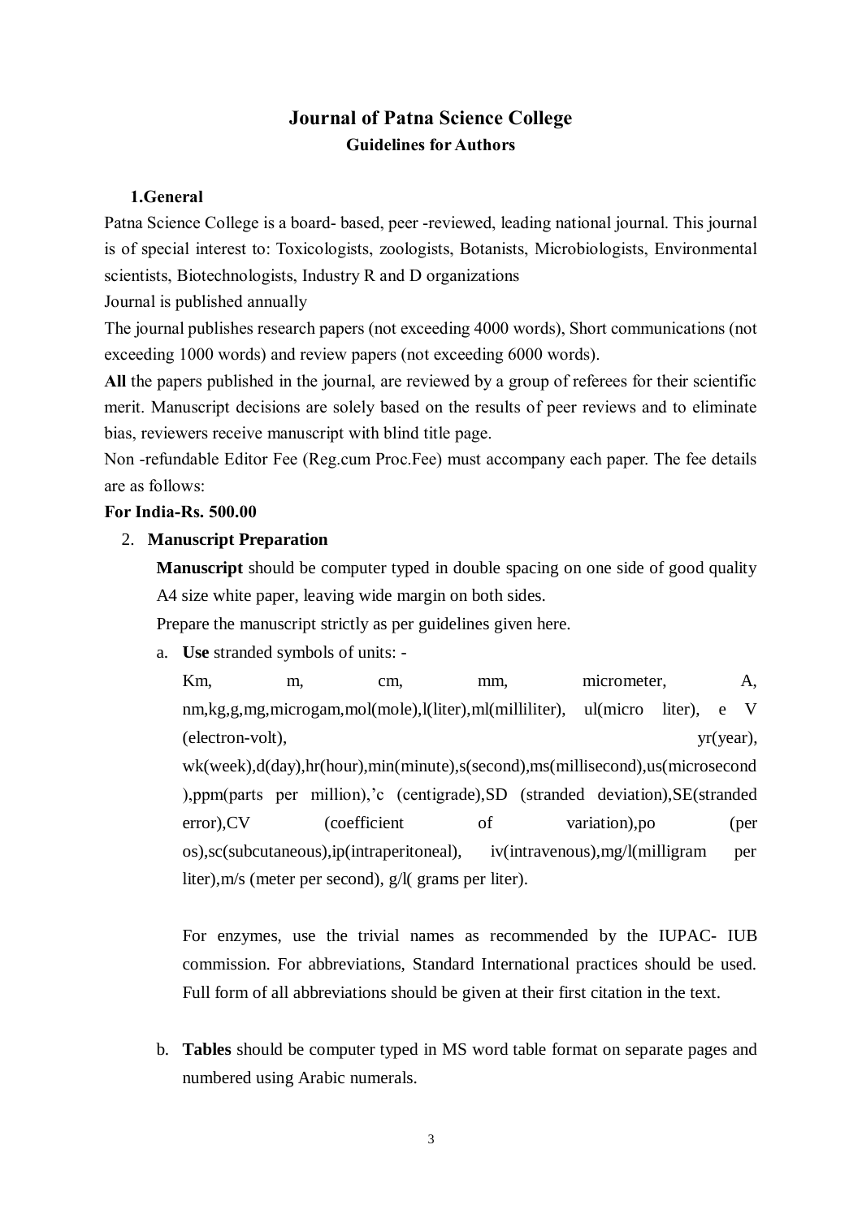# Journal of Patna Science College

## Guidelines for Authors

### 1.General

Patna Science College is a board- based, peer -reviewed, leading national journal. This journal is of special interest to: Toxicologists, zoologists, Botanists, Microbiologists, Environmental scientists, Biotechnologists, Industry R and D organizations

Journal is published annually

The journal publishes research papers (not exceeding 4000 words), Short communications (not exceeding 1000 words) and review papers (not exceeding 6000 words).

**All** the papers published in the journal, are reviewed by a group of referees for their scientific merit. Manuscript decisions are solely based on the results of peer reviews and to eliminate bias, reviewers receive manuscript with blind title page.

Non -refundable Editor Fee (Reg.cum Proc.Fee) must accompany each paper. The fee details are as follows:

**For India-Rs. 500.00**

### 2. Manuscript Preparation

**Manuscript** should be computer typed in double spacing on one side of good quality A4 size white paper, leaving wide margin on both sides.

Prepare the manuscript strictly as per guidelines given here.

a. **Use** stranded symbols of units: -

Km, m, cm, mm, micrometer, A, nm,kg,g,mg,microgam,mol(mole),l(liter),ml(milliliter), ul(micro liter), e V (electron-volt), yr(year), wk(week),d(day),hr(hour),min(minute),s(second),ms(millisecond),us(microsecond),ppm(parts per million),'c (centigrade),SD (stranded deviation),SE(stranded error),CV (coefficient of variation),po (per os),sc(subcutaneous),ip(intraperitoneal), iv(intravenous),mg/l(milligram per liter),m/s (meter per second), g/l( grams per liter).

For enzymes, use the trivial names as recommended by the IUPAC- IUB commission. For abbreviations, Standard International practices should be used. Full form of all abbreviations should be given at their first citation in the text.

b. **Tables** should be computer typed in MS word table format on separate pages and numbered using Arabic numerals.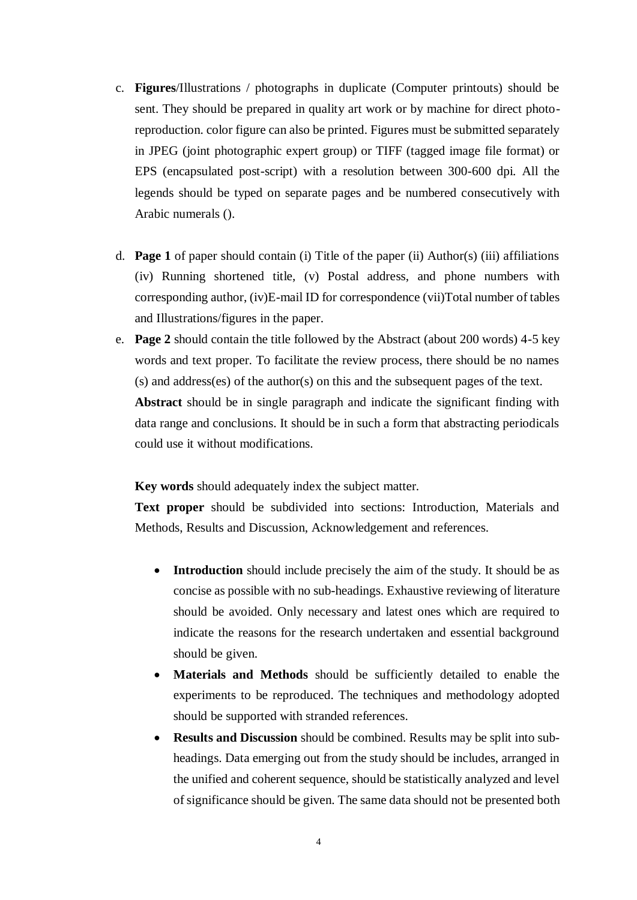c. **Figures**/Illustrations / photographs in duplicate (Computer printouts) should be sent. They should be prepared in quality art work or by machine for direct photo-reproduction. color figure can also be printed. Figures must be submitted separately in JPEG (joint photographic expert group) or TIFF (tagged image file format) or EPS (encapsulated post-script) with a resolution between 300-600 dpi. All the legends should be typed on separate pages and be numbered consecutively with Arabic numerals ().

d. **Page 1** of paper should contain (i) Title of the paper (ii) Author(s) (iii) affiliations (iv) Running shortened title, (v) Postal address, and phone numbers with corresponding author, (iv)E-mail ID for correspondence (vii)Total number of tables and Illustrations/figures in the paper.

e. **Page 2** should contain the title followed by the Abstract (about 200 words) 4-5 key words and text proper. To facilitate the review process, there should be no names (s) and address(es) of the author(s) on this and the subsequent pages of the text.

   **Abstract** should be in single paragraph and indicate the significant finding with data range and conclusions. It should be in such a form that abstracting periodicals could use it without modifications.

   **Key words** should adequately index the subject matter.

   **Text proper** should be subdivided into sections: Introduction, Materials and Methods, Results and Discussion, Acknowledgement and references.

   - **Introduction** should include precisely the aim of the study. It should be as concise as possible with no sub-headings. Exhaustive reviewing of literature should be avoided. Only necessary and latest ones which are required to indicate the reasons for the research undertaken and essential background should be given.
   - **Materials and Methods** should be sufficiently detailed to enable the experiments to be reproduced. The techniques and methodology adopted should be supported with stranded references.
   - **Results and Discussion** should be combined. Results may be split into sub-headings. Data emerging out from the study should be includes, arranged in the unified and coherent sequence, should be statistically analyzed and level of significance should be given. The same data should not be presented both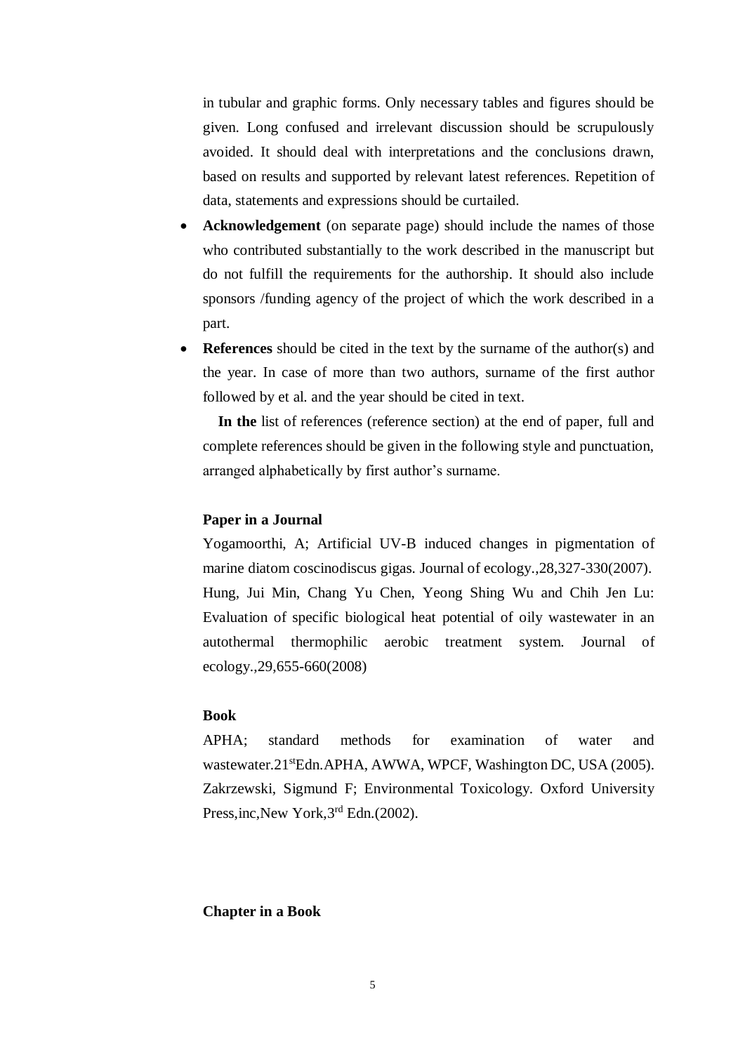in tubular and graphic forms. Only necessary tables and figures should be given. Long confused and irrelevant discussion should be scrupulously avoided. It should deal with interpretations and the conclusions drawn, based on results and supported by relevant latest references. Repetition of data, statements and expressions should be curtailed.

- **Acknowledgement** (on separate page) should include the names of those who contributed substantially to the work described in the manuscript but do not fulfill the requirements for the authorship. It should also include sponsors /funding agency of the project of which the work described in a part.
- **References** should be cited in the text by the surname of the author(s) and the year. In case of more than two authors, surname of the first author followed by et al. and the year should be cited in text.

  **In the** list of references (reference section) at the end of paper, full and complete references should be given in the following style and punctuation, arranged alphabetically by first author's surname.

**Paper in a Journal**

Yogamoorthi, A; Artificial UV-B induced changes in pigmentation of marine diatom coscinodiscus gigas. Journal of ecology.,28,327-330(2007).
Hung, Jui Min, Chang Yu Chen, Yeong Shing Wu and Chih Jen Lu: Evaluation of specific biological heat potential of oily wastewater in an autothermal thermophilic aerobic treatment system. Journal of ecology.,29,655-660(2008)

**Book**

APHA; standard methods for examination of water and wastewater.21stEdn.APHA, AWWA, WPCF, Washington DC, USA (2005).
Zakrzewski, Sigmund F; Environmental Toxicology. Oxford University Press,inc,New York,3rd Edn.(2002).

**Chapter in a Book**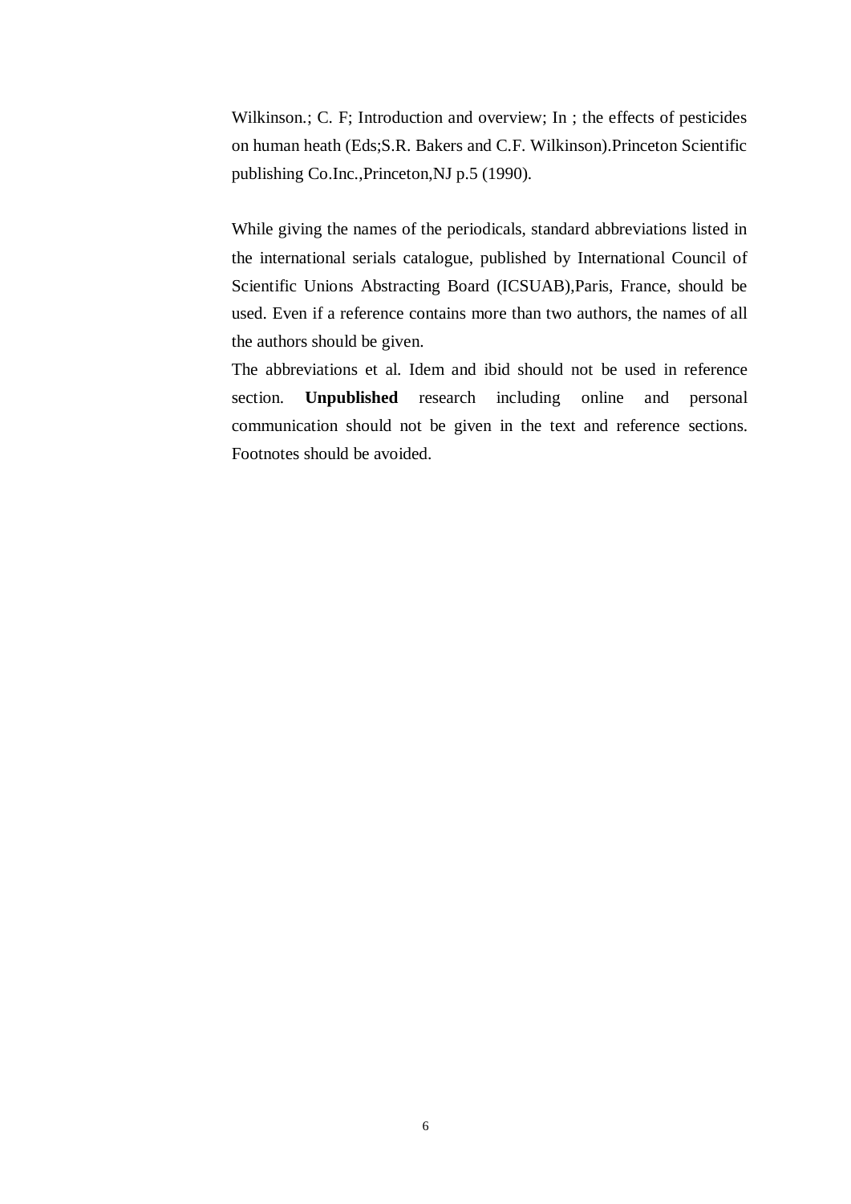Wilkinson.; C. F; Introduction and overview; In ; the effects of pesticides on human heath (Eds;S.R. Bakers and C.F. Wilkinson).Princeton Scientific publishing Co.Inc.,Princeton,NJ p.5 (1990).

While giving the names of the periodicals, standard abbreviations listed in the international serials catalogue, published by International Council of Scientific Unions Abstracting Board (ICSUAB),Paris, France, should be used. Even if a reference contains more than two authors, the names of all the authors should be given.

The abbreviations et al. Idem and ibid should not be used in reference section. **Unpublished** research including online and personal communication should not be given in the text and reference sections. Footnotes should be avoided.